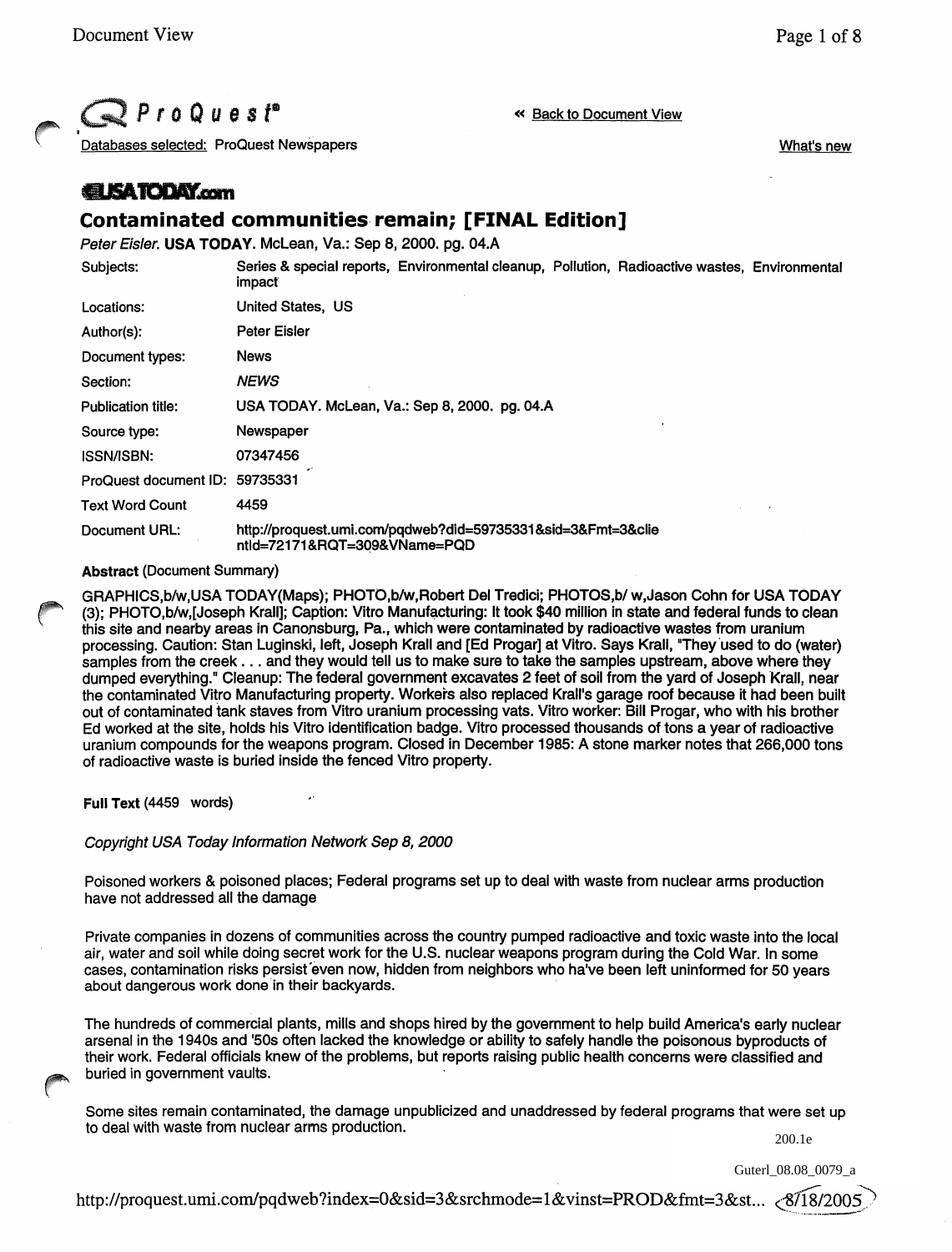ProQuest®

« Back to Document View

Databases selected: ProQuest Newspapers

What's new

**USATODAY.com**

# Contaminated communities remain; [FINAL Edition]

*Peter Eisler*. **USA TODAY**. McLean, Va.: Sep 8, 2000. pg. 04.A

| | |
|---|---|
| Subjects: | Series & special reports, Environmental cleanup, Pollution, Radioactive wastes, Environmental impact |
| Locations: | United States, US |
| Author(s): | Peter Eisler |
| Document types: | News |
| Section: | *NEWS* |
| Publication title: | USA TODAY. McLean, Va.: Sep 8, 2000. pg. 04.A |
| Source type: | Newspaper |
| ISSN/ISBN: | 07347456 |
| ProQuest document ID: | 59735331 |
| Text Word Count | 4459 |
| Document URL: | http://proquest.umi.com/pqdweb?did=59735331&sid=3&Fmt=3&clientId=72171&RQT=309&VName=PQD |

**Abstract** (Document Summary)

GRAPHICS,b/w,USA TODAY(Maps); PHOTO,b/w,Robert Del Tredici; PHOTOS,b/ w,Jason Cohn for USA TODAY (3); PHOTO,b/w,[Joseph Krall]; Caption: Vitro Manufacturing: It took $40 million in state and federal funds to clean this site and nearby areas in Canonsburg, Pa., which were contaminated by radioactive wastes from uranium processing. Caution: Stan Luginski, left, Joseph Krall and [Ed Progar] at Vitro. Says Krall, "They used to do (water) samples from the creek . . . and they would tell us to make sure to take the samples upstream, above where they dumped everything." Cleanup: The federal government excavates 2 feet of soil from the yard of Joseph Krall, near the contaminated Vitro Manufacturing property. Workers also replaced Krall's garage roof because it had been built out of contaminated tank staves from Vitro uranium processing vats. Vitro worker: Bill Progar, who with his brother Ed worked at the site, holds his Vitro identification badge. Vitro processed thousands of tons a year of radioactive uranium compounds for the weapons program. Closed in December 1985: A stone marker notes that 266,000 tons of radioactive waste is buried inside the fenced Vitro property.

**Full Text** (4459 words)

*Copyright USA Today Information Network Sep 8, 2000*

Poisoned workers & poisoned places; Federal programs set up to deal with waste from nuclear arms production have not addressed all the damage

Private companies in dozens of communities across the country pumped radioactive and toxic waste into the local air, water and soil while doing secret work for the U.S. nuclear weapons program during the Cold War. In some cases, contamination risks persist even now, hidden from neighbors who have been left uninformed for 50 years about dangerous work done in their backyards.

The hundreds of commercial plants, mills and shops hired by the government to help build America's early nuclear arsenal in the 1940s and '50s often lacked the knowledge or ability to safely handle the poisonous byproducts of their work. Federal officials knew of the problems, but reports raising public health concerns were classified and buried in government vaults.

Some sites remain contaminated, the damage unpublicized and unaddressed by federal programs that were set up to deal with waste from nuclear arms production.

200.1e

Guterl_08.08_0079_a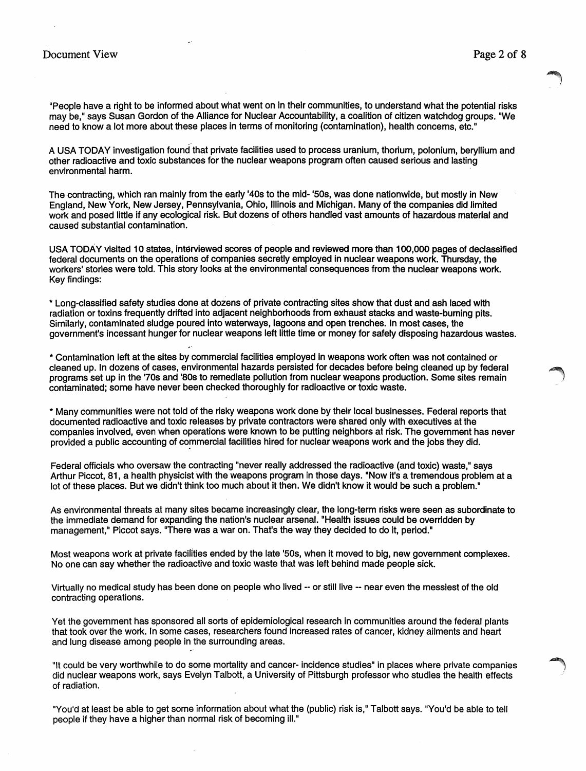"People have a right to be informed about what went on in their communities, to understand what the potential risks may be," says Susan Gordon of the Alliance for Nuclear Accountability, a coalition of citizen watchdog groups. "We need to know a lot more about these places in terms of monitoring (contamination), health concerns, etc."

A USA TODAY investigation found that private facilities used to process uranium, thorium, polonium, beryllium and other radioactive and toxic substances for the nuclear weapons program often caused serious and lasting environmental harm.

The contracting, which ran mainly from the early '40s to the mid- '50s, was done nationwide, but mostly in New England, New York, New Jersey, Pennsylvania, Ohio, Illinois and Michigan. Many of the companies did limited work and posed little if any ecological risk. But dozens of others handled vast amounts of hazardous material and caused substantial contamination.

USA TODAY visited 10 states, interviewed scores of people and reviewed more than 100,000 pages of declassified federal documents on the operations of companies secretly employed in nuclear weapons work. Thursday, the workers' stories were told. This story looks at the environmental consequences from the nuclear weapons work. Key findings:

* Long-classified safety studies done at dozens of private contracting sites show that dust and ash laced with radiation or toxins frequently drifted into adjacent neighborhoods from exhaust stacks and waste-burning pits. Similarly, contaminated sludge poured into waterways, lagoons and open trenches. In most cases, the government's incessant hunger for nuclear weapons left little time or money for safely disposing hazardous wastes.

* Contamination left at the sites by commercial facilities employed in weapons work often was not contained or cleaned up. In dozens of cases, environmental hazards persisted for decades before being cleaned up by federal programs set up in the '70s and '80s to remediate pollution from nuclear weapons production. Some sites remain contaminated; some have never been checked thoroughly for radioactive or toxic waste.

* Many communities were not told of the risky weapons work done by their local businesses. Federal reports that documented radioactive and toxic releases by private contractors were shared only with executives at the companies involved, even when operations were known to be putting neighbors at risk. The government has never provided a public accounting of commercial facilities hired for nuclear weapons work and the jobs they did.

Federal officials who oversaw the contracting "never really addressed the radioactive (and toxic) waste," says Arthur Piccot, 81, a health physicist with the weapons program in those days. "Now it's a tremendous problem at a lot of these places. But we didn't think too much about it then. We didn't know it would be such a problem."

As environmental threats at many sites became increasingly clear, the long-term risks were seen as subordinate to the immediate demand for expanding the nation's nuclear arsenal. "Health issues could be overridden by management," Piccot says. "There was a war on. That's the way they decided to do it, period."

Most weapons work at private facilities ended by the late '50s, when it moved to big, new government complexes. No one can say whether the radioactive and toxic waste that was left behind made people sick.

Virtually no medical study has been done on people who lived -- or still live -- near even the messiest of the old contracting operations.

Yet the government has sponsored all sorts of epidemiological research in communities around the federal plants that took over the work. In some cases, researchers found increased rates of cancer, kidney ailments and heart and lung disease among people in the surrounding areas.

"It could be very worthwhile to do some mortality and cancer- incidence studies" in places where private companies did nuclear weapons work, says Evelyn Talbott, a University of Pittsburgh professor who studies the health effects of radiation.

"You'd at least be able to get some information about what the (public) risk is," Talbott says. "You'd be able to tell people if they have a higher than normal risk of becoming ill."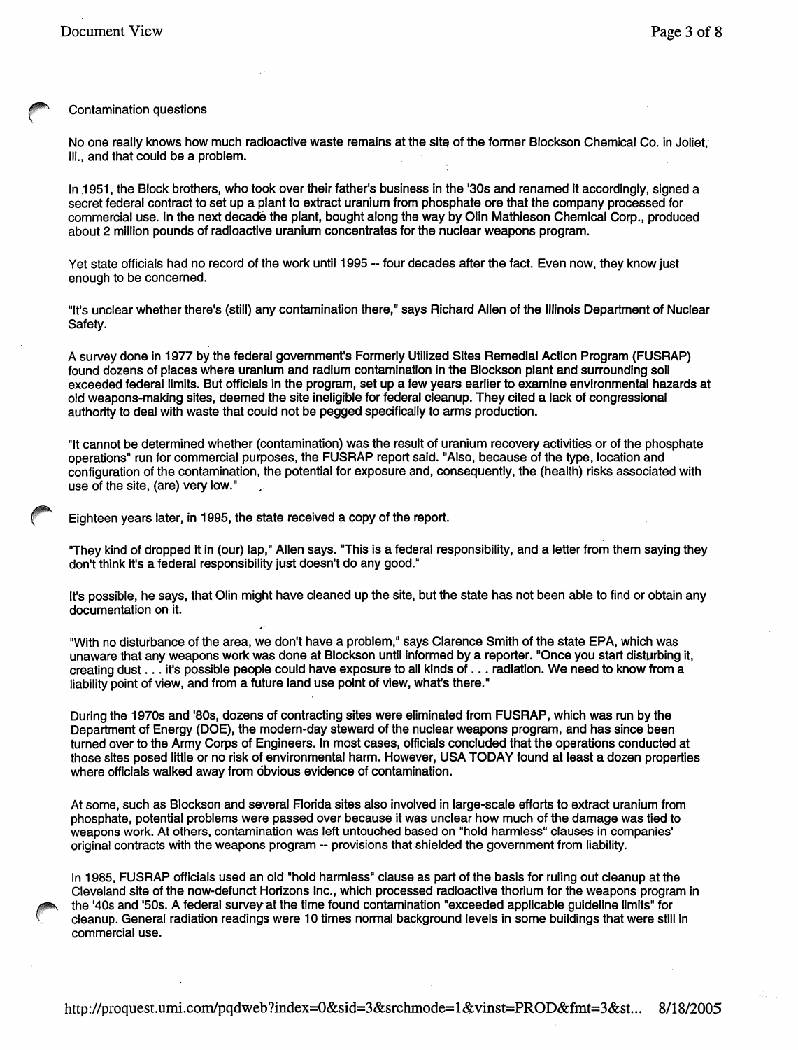Contamination questions

No one really knows how much radioactive waste remains at the site of the former Blockson Chemical Co. in Joliet, Ill., and that could be a problem.

In 1951, the Block brothers, who took over their father's business in the '30s and renamed it accordingly, signed a secret federal contract to set up a plant to extract uranium from phosphate ore that the company processed for commercial use. In the next decade the plant, bought along the way by Olin Mathieson Chemical Corp., produced about 2 million pounds of radioactive uranium concentrates for the nuclear weapons program.

Yet state officials had no record of the work until 1995 -- four decades after the fact. Even now, they know just enough to be concerned.

"It's unclear whether there's (still) any contamination there," says Richard Allen of the Illinois Department of Nuclear Safety.

A survey done in 1977 by the federal government's Formerly Utilized Sites Remedial Action Program (FUSRAP) found dozens of places where uranium and radium contamination in the Blockson plant and surrounding soil exceeded federal limits. But officials in the program, set up a few years earlier to examine environmental hazards at old weapons-making sites, deemed the site ineligible for federal cleanup. They cited a lack of congressional authority to deal with waste that could not be pegged specifically to arms production.

"It cannot be determined whether (contamination) was the result of uranium recovery activities or of the phosphate operations" run for commercial purposes, the FUSRAP report said. "Also, because of the type, location and configuration of the contamination, the potential for exposure and, consequently, the (health) risks associated with use of the site, (are) very low."

Eighteen years later, in 1995, the state received a copy of the report.

"They kind of dropped it in (our) lap," Allen says. "This is a federal responsibility, and a letter from them saying they don't think it's a federal responsibility just doesn't do any good."

It's possible, he says, that Olin might have cleaned up the site, but the state has not been able to find or obtain any documentation on it.

"With no disturbance of the area, we don't have a problem," says Clarence Smith of the state EPA, which was unaware that any weapons work was done at Blockson until informed by a reporter. "Once you start disturbing it, creating dust . . . it's possible people could have exposure to all kinds of . . . radiation. We need to know from a liability point of view, and from a future land use point of view, what's there."

During the 1970s and '80s, dozens of contracting sites were eliminated from FUSRAP, which was run by the Department of Energy (DOE), the modern-day steward of the nuclear weapons program, and has since been turned over to the Army Corps of Engineers. In most cases, officials concluded that the operations conducted at those sites posed little or no risk of environmental harm. However, USA TODAY found at least a dozen properties where officials walked away from obvious evidence of contamination.

At some, such as Blockson and several Florida sites also involved in large-scale efforts to extract uranium from phosphate, potential problems were passed over because it was unclear how much of the damage was tied to weapons work. At others, contamination was left untouched based on "hold harmless" clauses in companies' original contracts with the weapons program -- provisions that shielded the government from liability.

In 1985, FUSRAP officials used an old "hold harmless" clause as part of the basis for ruling out cleanup at the Cleveland site of the now-defunct Horizons Inc., which processed radioactive thorium for the weapons program in the '40s and '50s. A federal survey at the time found contamination "exceeded applicable guideline limits" for cleanup. General radiation readings were 10 times normal background levels in some buildings that were still in commercial use.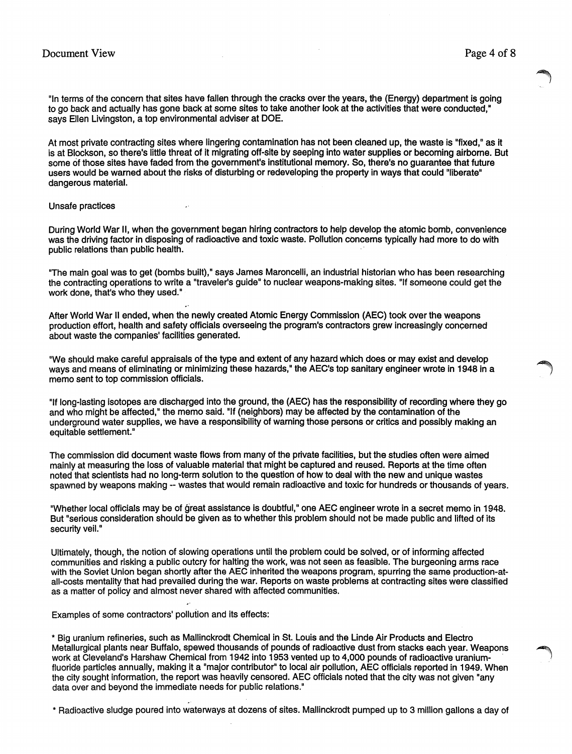"In terms of the concern that sites have fallen through the cracks over the years, the (Energy) department is going to go back and actually has gone back at some sites to take another look at the activities that were conducted," says Ellen Livingston, a top environmental adviser at DOE.

At most private contracting sites where lingering contamination has not been cleaned up, the waste is "fixed," as it is at Blockson, so there's little threat of it migrating off-site by seeping into water supplies or becoming airborne. But some of those sites have faded from the government's institutional memory. So, there's no guarantee that future users would be warned about the risks of disturbing or redeveloping the property in ways that could "liberate" dangerous material.

## Unsafe practices

During World War II, when the government began hiring contractors to help develop the atomic bomb, convenience was the driving factor in disposing of radioactive and toxic waste. Pollution concerns typically had more to do with public relations than public health.

"The main goal was to get (bombs built)," says James Maroncelli, an industrial historian who has been researching the contracting operations to write a "traveler's guide" to nuclear weapons-making sites. "If someone could get the work done, that's who they used."

After World War II ended, when the newly created Atomic Energy Commission (AEC) took over the weapons production effort, health and safety officials overseeing the program's contractors grew increasingly concerned about waste the companies' facilities generated.

"We should make careful appraisals of the type and extent of any hazard which does or may exist and develop ways and means of eliminating or minimizing these hazards," the AEC's top sanitary engineer wrote in 1948 in a memo sent to top commission officials.

"If long-lasting isotopes are discharged into the ground, the (AEC) has the responsibility of recording where they go and who might be affected," the memo said. "If (neighbors) may be affected by the contamination of the underground water supplies, we have a responsibility of warning those persons or critics and possibly making an equitable settlement."

The commission did document waste flows from many of the private facilities, but the studies often were aimed mainly at measuring the loss of valuable material that might be captured and reused. Reports at the time often noted that scientists had no long-term solution to the question of how to deal with the new and unique wastes spawned by weapons making -- wastes that would remain radioactive and toxic for hundreds or thousands of years.

"Whether local officials may be of great assistance is doubtful," one AEC engineer wrote in a secret memo in 1948. But "serious consideration should be given as to whether this problem should not be made public and lifted of its security veil."

Ultimately, though, the notion of slowing operations until the problem could be solved, or of informing affected communities and risking a public outcry for halting the work, was not seen as feasible. The burgeoning arms race with the Soviet Union began shortly after the AEC inherited the weapons program, spurring the same production-at-all-costs mentality that had prevailed during the war. Reports on waste problems at contracting sites were classified as a matter of policy and almost never shared with affected communities.

Examples of some contractors' pollution and its effects:

* Big uranium refineries, such as Mallinckrodt Chemical in St. Louis and the Linde Air Products and Electro Metallurgical plants near Buffalo, spewed thousands of pounds of radioactive dust from stacks each year. Weapons work at Cleveland's Harshaw Chemical from 1942 into 1953 vented up to 4,000 pounds of radioactive uranium-fluoride particles annually, making it a "major contributor" to local air pollution, AEC officials reported in 1949. When the city sought information, the report was heavily censored. AEC officials noted that the city was not given "any data over and beyond the immediate needs for public relations."

* Radioactive sludge poured into waterways at dozens of sites. Mallinckrodt pumped up to 3 million gallons a day of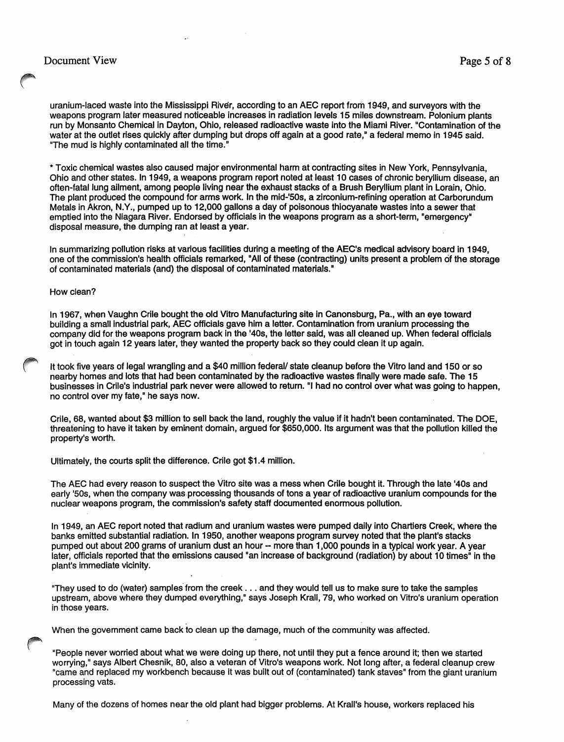uranium-laced waste into the Mississippi River, according to an AEC report from 1949, and surveyors with the weapons program later measured noticeable increases in radiation levels 15 miles downstream. Polonium plants run by Monsanto Chemical in Dayton, Ohio, released radioactive waste into the Miami River. "Contamination of the water at the outlet rises quickly after dumping but drops off again at a good rate," a federal memo in 1945 said. "The mud is highly contaminated all the time."

* Toxic chemical wastes also caused major environmental harm at contracting sites in New York, Pennsylvania, Ohio and other states. In 1949, a weapons program report noted at least 10 cases of chronic beryllium disease, an often-fatal lung ailment, among people living near the exhaust stacks of a Brush Beryllium plant in Lorain, Ohio. The plant produced the compound for arms work. In the mid-'50s, a zirconium-refining operation at Carborundum Metals in Akron, N.Y., pumped up to 12,000 gallons a day of poisonous thiocyanate wastes into a sewer that emptied into the Niagara River. Endorsed by officials in the weapons program as a short-term, "emergency" disposal measure, the dumping ran at least a year.

In summarizing pollution risks at various facilities during a meeting of the AEC's medical advisory board in 1949, one of the commission's health officials remarked, "All of these (contracting) units present a problem of the storage of contaminated materials (and) the disposal of contaminated materials."

How clean?

In 1967, when Vaughn Crile bought the old Vitro Manufacturing site in Canonsburg, Pa., with an eye toward building a small industrial park, AEC officials gave him a letter. Contamination from uranium processing the company did for the weapons program back in the '40s, the letter said, was all cleaned up. When federal officials got in touch again 12 years later, they wanted the property back so they could clean it up again.

It took five years of legal wrangling and a $40 million federal/ state cleanup before the Vitro land and 150 or so nearby homes and lots that had been contaminated by the radioactive wastes finally were made safe. The 15 businesses in Crile's industrial park never were allowed to return. "I had no control over what was going to happen, no control over my fate," he says now.

Crile, 68, wanted about $3 million to sell back the land, roughly the value if it hadn't been contaminated. The DOE, threatening to have it taken by eminent domain, argued for $650,000. Its argument was that the pollution killed the property's worth.

Ultimately, the courts split the difference. Crile got $1.4 million.

The AEC had every reason to suspect the Vitro site was a mess when Crile bought it. Through the late '40s and early '50s, when the company was processing thousands of tons a year of radioactive uranium compounds for the nuclear weapons program, the commission's safety staff documented enormous pollution.

In 1949, an AEC report noted that radium and uranium wastes were pumped daily into Chartiers Creek, where the banks emitted substantial radiation. In 1950, another weapons program survey noted that the plant's stacks pumped out about 200 grams of uranium dust an hour -- more than 1,000 pounds in a typical work year. A year later, officials reported that the emissions caused "an increase of background (radiation) by about 10 times" in the plant's immediate vicinity.

"They used to do (water) samples from the creek . . . and they would tell us to make sure to take the samples upstream, above where they dumped everything," says Joseph Krall, 79, who worked on Vitro's uranium operation in those years.

When the government came back to clean up the damage, much of the community was affected.

"People never worried about what we were doing up there, not until they put a fence around it; then we started worrying," says Albert Chesnik, 80, also a veteran of Vitro's weapons work. Not long after, a federal cleanup crew "came and replaced my workbench because it was built out of (contaminated) tank staves" from the giant uranium processing vats.

Many of the dozens of homes near the old plant had bigger problems. At Krall's house, workers replaced his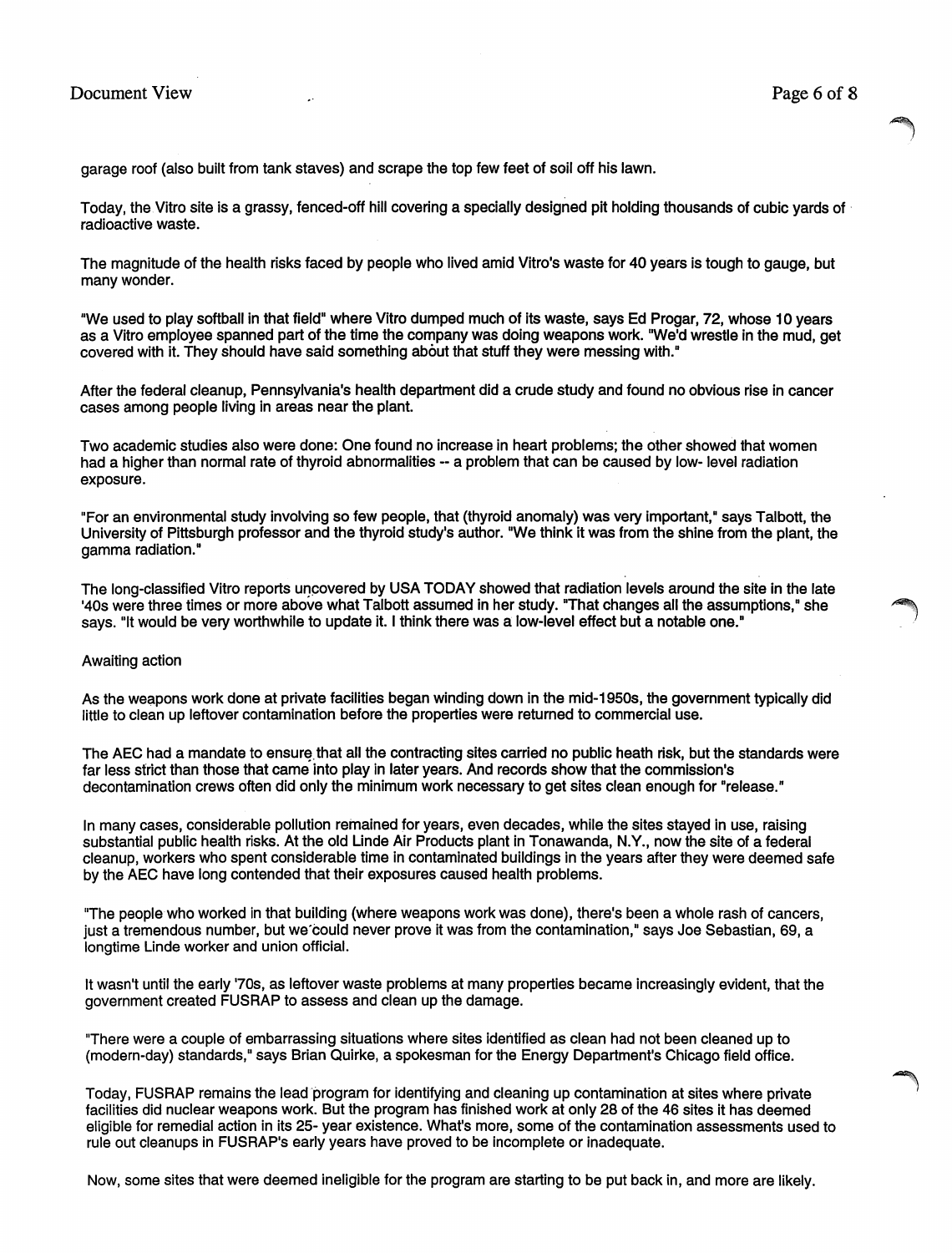garage roof (also built from tank staves) and scrape the top few feet of soil off his lawn.

Today, the Vitro site is a grassy, fenced-off hill covering a specially designed pit holding thousands of cubic yards of radioactive waste.

The magnitude of the health risks faced by people who lived amid Vitro's waste for 40 years is tough to gauge, but many wonder.

"We used to play softball in that field" where Vitro dumped much of its waste, says Ed Progar, 72, whose 10 years as a Vitro employee spanned part of the time the company was doing weapons work. "We'd wrestle in the mud, get covered with it. They should have said something about that stuff they were messing with."

After the federal cleanup, Pennsylvania's health department did a crude study and found no obvious rise in cancer cases among people living in areas near the plant.

Two academic studies also were done: One found no increase in heart problems; the other showed that women had a higher than normal rate of thyroid abnormalities -- a problem that can be caused by low- level radiation exposure.

"For an environmental study involving so few people, that (thyroid anomaly) was very important," says Talbott, the University of Pittsburgh professor and the thyroid study's author. "We think it was from the shine from the plant, the gamma radiation."

The long-classified Vitro reports uncovered by USA TODAY showed that radiation levels around the site in the late '40s were three times or more above what Talbott assumed in her study. "That changes all the assumptions," she says. "It would be very worthwhile to update it. I think there was a low-level effect but a notable one."

Awaiting action

As the weapons work done at private facilities began winding down in the mid-1950s, the government typically did little to clean up leftover contamination before the properties were returned to commercial use.

The AEC had a mandate to ensure that all the contracting sites carried no public heath risk, but the standards were far less strict than those that came into play in later years. And records show that the commission's decontamination crews often did only the minimum work necessary to get sites clean enough for "release."

In many cases, considerable pollution remained for years, even decades, while the sites stayed in use, raising substantial public health risks. At the old Linde Air Products plant in Tonawanda, N.Y., now the site of a federal cleanup, workers who spent considerable time in contaminated buildings in the years after they were deemed safe by the AEC have long contended that their exposures caused health problems.

"The people who worked in that building (where weapons work was done), there's been a whole rash of cancers, just a tremendous number, but we could never prove it was from the contamination," says Joe Sebastian, 69, a longtime Linde worker and union official.

It wasn't until the early '70s, as leftover waste problems at many properties became increasingly evident, that the government created FUSRAP to assess and clean up the damage.

"There were a couple of embarrassing situations where sites identified as clean had not been cleaned up to (modern-day) standards," says Brian Quirke, a spokesman for the Energy Department's Chicago field office.

Today, FUSRAP remains the lead program for identifying and cleaning up contamination at sites where private facilities did nuclear weapons work. But the program has finished work at only 28 of the 46 sites it has deemed eligible for remedial action in its 25- year existence. What's more, some of the contamination assessments used to rule out cleanups in FUSRAP's early years have proved to be incomplete or inadequate.

Now, some sites that were deemed ineligible for the program are starting to be put back in, and more are likely.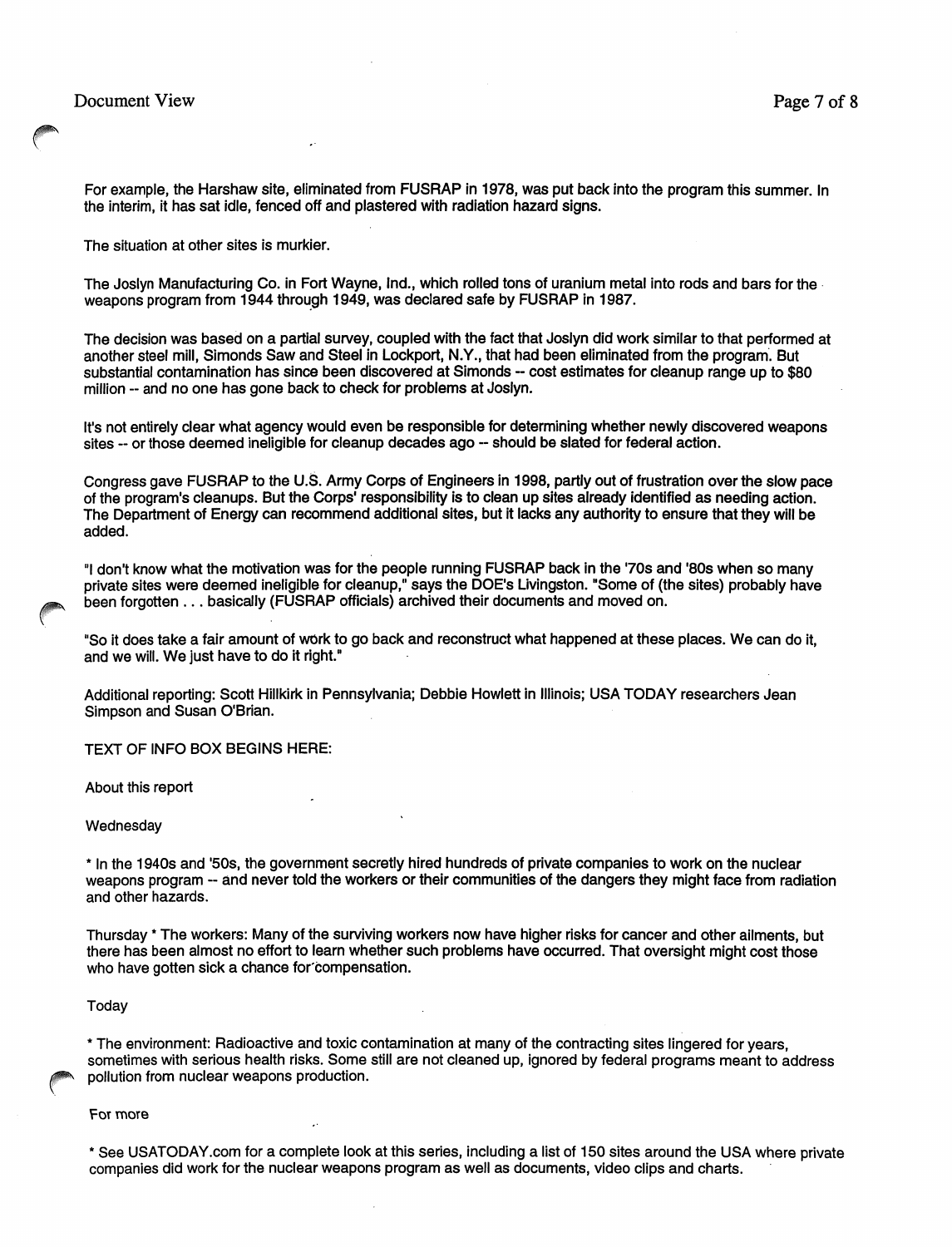For example, the Harshaw site, eliminated from FUSRAP in 1978, was put back into the program this summer. In the interim, it has sat idle, fenced off and plastered with radiation hazard signs.

The situation at other sites is murkier.

The Joslyn Manufacturing Co. in Fort Wayne, Ind., which rolled tons of uranium metal into rods and bars for the weapons program from 1944 through 1949, was declared safe by FUSRAP in 1987.

The decision was based on a partial survey, coupled with the fact that Joslyn did work similar to that performed at another steel mill, Simonds Saw and Steel in Lockport, N.Y., that had been eliminated from the program. But substantial contamination has since been discovered at Simonds -- cost estimates for cleanup range up to $80 million -- and no one has gone back to check for problems at Joslyn.

It's not entirely clear what agency would even be responsible for determining whether newly discovered weapons sites -- or those deemed ineligible for cleanup decades ago -- should be slated for federal action.

Congress gave FUSRAP to the U.S. Army Corps of Engineers in 1998, partly out of frustration over the slow pace of the program's cleanups. But the Corps' responsibility is to clean up sites already identified as needing action. The Department of Energy can recommend additional sites, but it lacks any authority to ensure that they will be added.

"I don't know what the motivation was for the people running FUSRAP back in the '70s and '80s when so many private sites were deemed ineligible for cleanup," says the DOE's Livingston. "Some of (the sites) probably have been forgotten . . . basically (FUSRAP officials) archived their documents and moved on.

"So it does take a fair amount of work to go back and reconstruct what happened at these places. We can do it, and we will. We just have to do it right."

Additional reporting: Scott Hillkirk in Pennsylvania; Debbie Howlett in Illinois; USA TODAY researchers Jean Simpson and Susan O'Brian.

TEXT OF INFO BOX BEGINS HERE:

About this report

Wednesday

* In the 1940s and '50s, the government secretly hired hundreds of private companies to work on the nuclear weapons program -- and never told the workers or their communities of the dangers they might face from radiation and other hazards.

Thursday * The workers: Many of the surviving workers now have higher risks for cancer and other ailments, but there has been almost no effort to learn whether such problems have occurred. That oversight might cost those who have gotten sick a chance for compensation.

Today

* The environment: Radioactive and toxic contamination at many of the contracting sites lingered for years, sometimes with serious health risks. Some still are not cleaned up, ignored by federal programs meant to address pollution from nuclear weapons production.

For more

* See USATODAY.com for a complete look at this series, including a list of 150 sites around the USA where private companies did work for the nuclear weapons program as well as documents, video clips and charts.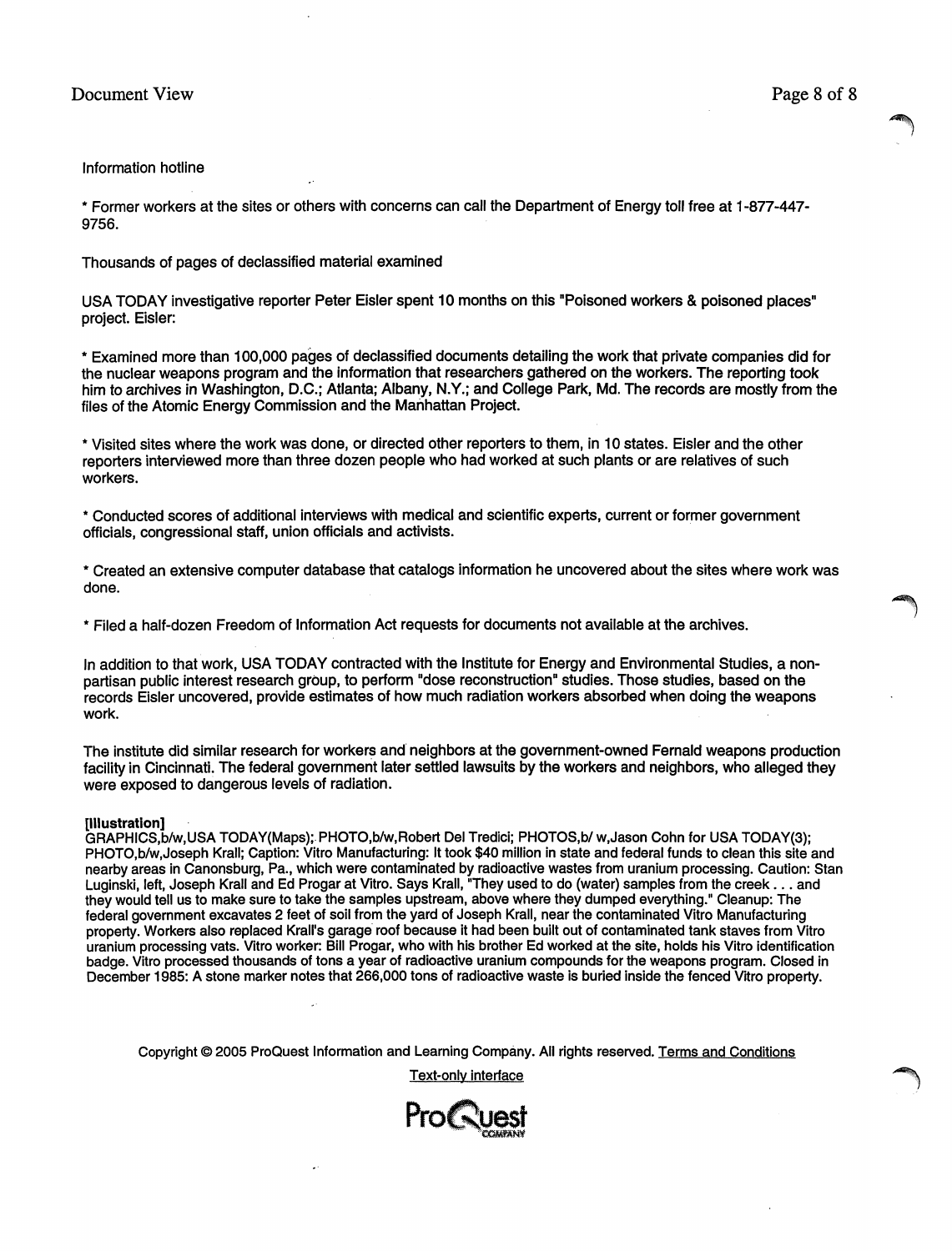Information hotline

* Former workers at the sites or others with concerns can call the Department of Energy toll free at 1-877-447-9756.

Thousands of pages of declassified material examined

USA TODAY investigative reporter Peter Eisler spent 10 months on this "Poisoned workers & poisoned places" project. Eisler:

* Examined more than 100,000 pages of declassified documents detailing the work that private companies did for the nuclear weapons program and the information that researchers gathered on the workers. The reporting took him to archives in Washington, D.C.; Atlanta; Albany, N.Y.; and College Park, Md. The records are mostly from the files of the Atomic Energy Commission and the Manhattan Project.

* Visited sites where the work was done, or directed other reporters to them, in 10 states. Eisler and the other reporters interviewed more than three dozen people who had worked at such plants or are relatives of such workers.

* Conducted scores of additional interviews with medical and scientific experts, current or former government officials, congressional staff, union officials and activists.

* Created an extensive computer database that catalogs information he uncovered about the sites where work was done.

* Filed a half-dozen Freedom of Information Act requests for documents not available at the archives.

In addition to that work, USA TODAY contracted with the Institute for Energy and Environmental Studies, a non-partisan public interest research group, to perform "dose reconstruction" studies. Those studies, based on the records Eisler uncovered, provide estimates of how much radiation workers absorbed when doing the weapons work.

The institute did similar research for workers and neighbors at the government-owned Fernald weapons production facility in Cincinnati. The federal government later settled lawsuits by the workers and neighbors, who alleged they were exposed to dangerous levels of radiation.

**[Illustration]**
GRAPHICS,b/w,USA TODAY(Maps); PHOTO,b/w,Robert Del Tredici; PHOTOS,b/ w,Jason Cohn for USA TODAY(3); PHOTO,b/w,Joseph Krall; Caption: Vitro Manufacturing: It took $40 million in state and federal funds to clean this site and nearby areas in Canonsburg, Pa., which were contaminated by radioactive wastes from uranium processing. Caution: Stan Luginski, left, Joseph Krall and Ed Progar at Vitro. Says Krall, "They used to do (water) samples from the creek . . . and they would tell us to make sure to take the samples upstream, above where they dumped everything." Cleanup: The federal government excavates 2 feet of soil from the yard of Joseph Krall, near the contaminated Vitro Manufacturing property. Workers also replaced Krall's garage roof because it had been built out of contaminated tank staves from Vitro uranium processing vats. Vitro worker: Bill Progar, who with his brother Ed worked at the site, holds his Vitro identification badge. Vitro processed thousands of tons a year of radioactive uranium compounds for the weapons program. Closed in December 1985: A stone marker notes that 266,000 tons of radioactive waste is buried inside the fenced Vitro property.

Copyright © 2005 ProQuest Information and Learning Company. All rights reserved. Terms and Conditions

Text-only interface

ProQuest COMPANY